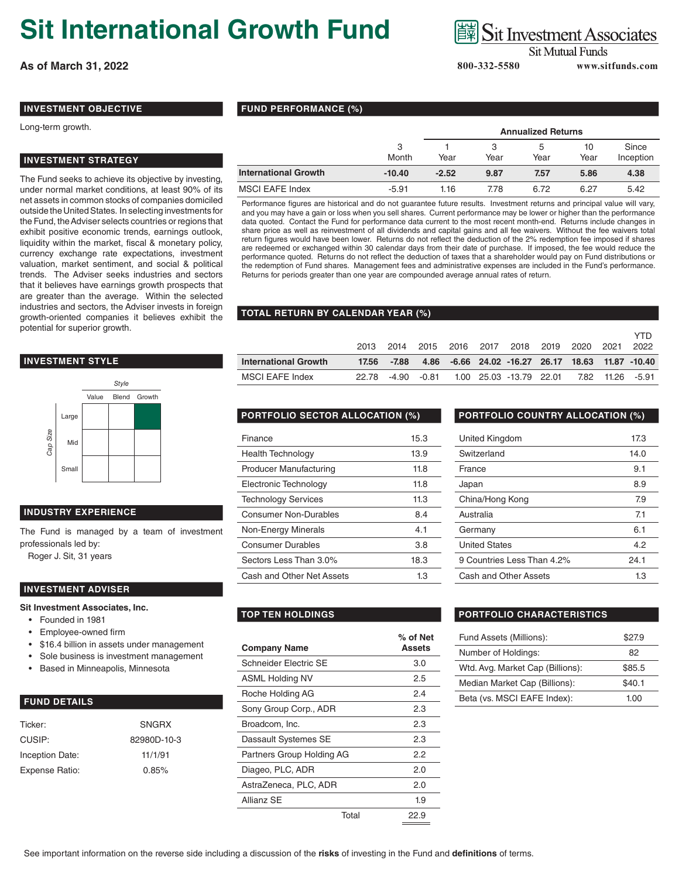# Sit International Growth Fund

**As of March 31, 2022**

Sit Investment Associates
Sit Mutual Funds
800-332-5580 www.sitfunds.com

## INVESTMENT OBJECTIVE

Long-term growth.

## INVESTMENT STRATEGY

The Fund seeks to achieve its objective by investing, under normal market conditions, at least 90% of its net assets in common stocks of companies domiciled outside the United States. In selecting investments for the Fund, the Adviser selects countries or regions that exhibit positive economic trends, earnings outlook, liquidity within the market, fiscal & monetary policy, currency exchange rate expectations, investment valuation, market sentiment, and social & political trends. The Adviser seeks industries and sectors that it believes have earnings growth prospects that are greater than the average. Within the selected industries and sectors, the Adviser invests in foreign growth-oriented companies it believes exhibit the potential for superior growth.

## INVESTMENT STYLE

| Cap Size | Value | Blend | Growth |
|---|---|---|---|
| Large | | | ■ |
| Mid | | | |
| Small | | | |

## INDUSTRY EXPERIENCE

The Fund is managed by a team of investment professionals led by:

Roger J. Sit, 31 years

## INVESTMENT ADVISER

**Sit Investment Associates, Inc.**

- Founded in 1981
- Employee-owned firm
- $16.4 billion in assets under management
- Sole business is investment management
- Based in Minneapolis, Minnesota

## FUND DETAILS

| | |
|---|---|
| Ticker: | SNGRX |
| CUSIP: | 82980D-10-3 |
| Inception Date: | 11/1/91 |
| Expense Ratio: | 0.85% |

## FUND PERFORMANCE (%)

| | | Annualized Returns | | | | |
|---|---|---|---|---|---|---|
| | 3 Month | 1 Year | 3 Year | 5 Year | 10 Year | Since Inception |
| **International Growth** | **-10.40** | **-2.52** | **9.87** | **7.57** | **5.86** | **4.38** |
| MSCI EAFE Index | -5.91 | 1.16 | 7.78 | 6.72 | 6.27 | 5.42 |

Performance figures are historical and do not guarantee future results. Investment returns and principal value will vary, and you may have a gain or loss when you sell shares. Current performance may be lower or higher than the performance data quoted. Contact the Fund for performance data current to the most recent month-end. Returns include changes in share price as well as reinvestment of all dividends and capital gains and all fee waivers. Without the fee waivers total return figures would have been lower. Returns do not reflect the deduction of the 2% redemption fee imposed if shares are redeemed or exchanged within 30 calendar days from their date of purchase. If imposed, the fee would reduce the performance quoted. Returns do not reflect the deduction of taxes that a shareholder would pay on Fund distributions or the redemption of Fund shares. Management fees and administrative expenses are included in the Fund's performance. Returns for periods greater than one year are compounded average annual rates of return.

## TOTAL RETURN BY CALENDAR YEAR (%)

| | 2013 | 2014 | 2015 | 2016 | 2017 | 2018 | 2019 | 2020 | 2021 | YTD 2022 |
|---|---|---|---|---|---|---|---|---|---|---|
| **International Growth** | **17.56** | **-7.88** | **4.86** | **-6.66** | **24.02** | **-16.27** | **26.17** | **18.63** | **11.87** | **-10.40** |
| MSCI EAFE Index | 22.78 | -4.90 | -0.81 | 1.00 | 25.03 | -13.79 | 22.01 | 7.82 | 11.26 | -5.91 |

## PORTFOLIO SECTOR ALLOCATION (%)

| | |
|---|---|
| Finance | 15.3 |
| Health Technology | 13.9 |
| Producer Manufacturing | 11.8 |
| Electronic Technology | 11.8 |
| Technology Services | 11.3 |
| Consumer Non-Durables | 8.4 |
| Non-Energy Minerals | 4.1 |
| Consumer Durables | 3.8 |
| Sectors Less Than 3.0% | 18.3 |
| Cash and Other Net Assets | 1.3 |

## PORTFOLIO COUNTRY ALLOCATION (%)

| | |
|---|---|
| United Kingdom | 17.3 |
| Switzerland | 14.0 |
| France | 9.1 |
| Japan | 8.9 |
| China/Hong Kong | 7.9 |
| Australia | 7.1 |
| Germany | 6.1 |
| United States | 4.2 |
| 9 Countries Less Than 4.2% | 24.1 |
| Cash and Other Assets | 1.3 |

## TOP TEN HOLDINGS

| Company Name | % of Net Assets |
|---|---|
| Schneider Electric SE | 3.0 |
| ASML Holding NV | 2.5 |
| Roche Holding AG | 2.4 |
| Sony Group Corp., ADR | 2.3 |
| Broadcom, Inc. | 2.3 |
| Dassault Systemes SE | 2.3 |
| Partners Group Holding AG | 2.2 |
| Diageo, PLC, ADR | 2.0 |
| AstraZeneca, PLC, ADR | 2.0 |
| Allianz SE | 1.9 |
| Total | 22.9 |

## PORTFOLIO CHARACTERISTICS

| | |
|---|---|
| Fund Assets (Millions): | $27.9 |
| Number of Holdings: | 82 |
| Wtd. Avg. Market Cap (Billions): | $85.5 |
| Median Market Cap (Billions): | $40.1 |
| Beta (vs. MSCI EAFE Index): | 1.00 |

See important information on the reverse side including a discussion of the **risks** of investing in the Fund and **definitions** of terms.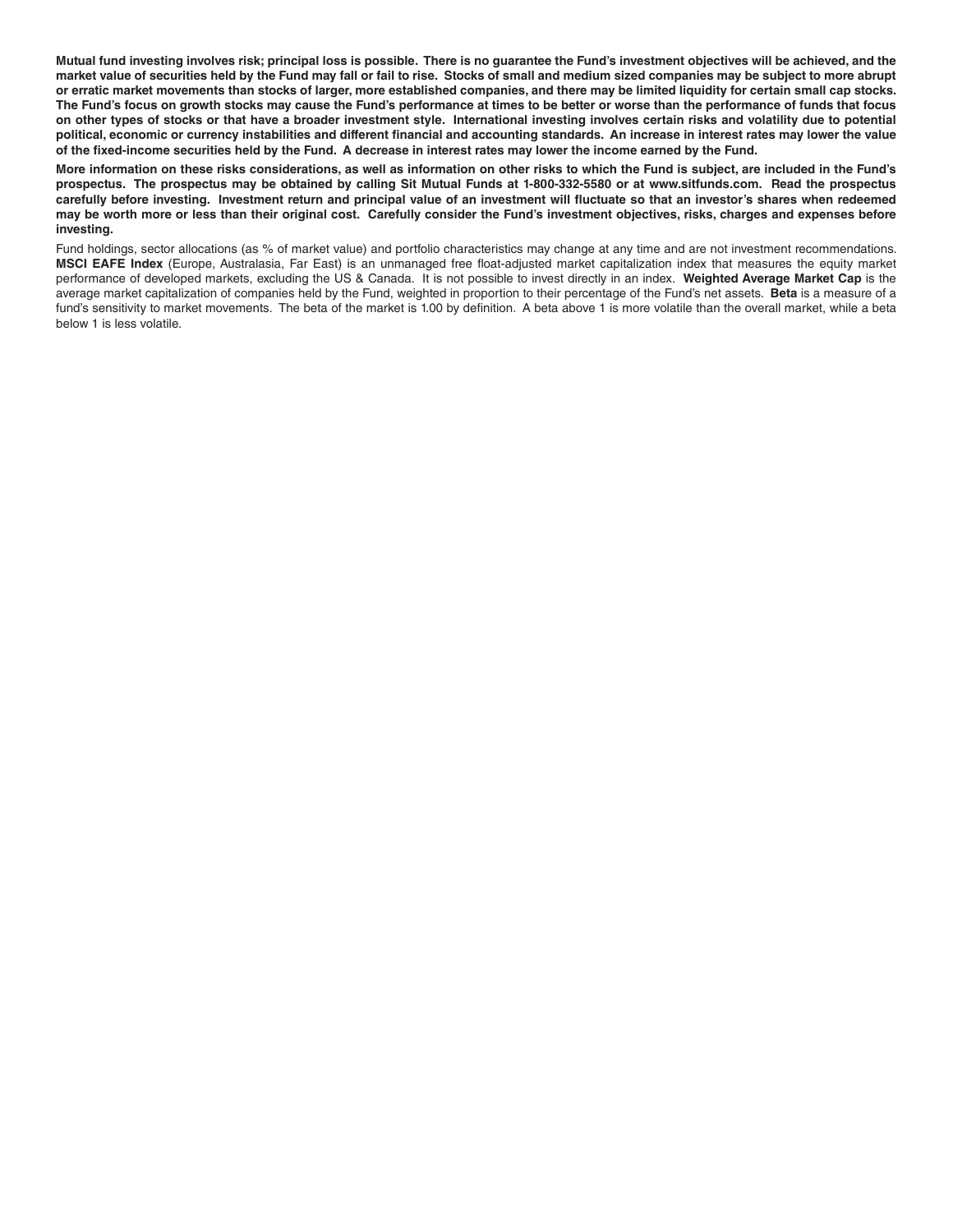**Mutual fund investing involves risk; principal loss is possible. There is no guarantee the Fund's investment objectives will be achieved, and the market value of securities held by the Fund may fall or fail to rise. Stocks of small and medium sized companies may be subject to more abrupt or erratic market movements than stocks of larger, more established companies, and there may be limited liquidity for certain small cap stocks. The Fund's focus on growth stocks may cause the Fund's performance at times to be better or worse than the performance of funds that focus on other types of stocks or that have a broader investment style. International investing involves certain risks and volatility due to potential political, economic or currency instabilities and different financial and accounting standards. An increase in interest rates may lower the value of the fixed-income securities held by the Fund. A decrease in interest rates may lower the income earned by the Fund.**

**More information on these risks considerations, as well as information on other risks to which the Fund is subject, are included in the Fund's prospectus. The prospectus may be obtained by calling Sit Mutual Funds at 1-800-332-5580 or at www.sitfunds.com. Read the prospectus carefully before investing. Investment return and principal value of an investment will fluctuate so that an investor's shares when redeemed may be worth more or less than their original cost. Carefully consider the Fund's investment objectives, risks, charges and expenses before investing.**

Fund holdings, sector allocations (as % of market value) and portfolio characteristics may change at any time and are not investment recommendations. **MSCI EAFE Index** (Europe, Australasia, Far East) is an unmanaged free float-adjusted market capitalization index that measures the equity market performance of developed markets, excluding the US & Canada. It is not possible to invest directly in an index. **Weighted Average Market Cap** is the average market capitalization of companies held by the Fund, weighted in proportion to their percentage of the Fund's net assets. **Beta** is a measure of a fund's sensitivity to market movements. The beta of the market is 1.00 by definition. A beta above 1 is more volatile than the overall market, while a beta below 1 is less volatile.